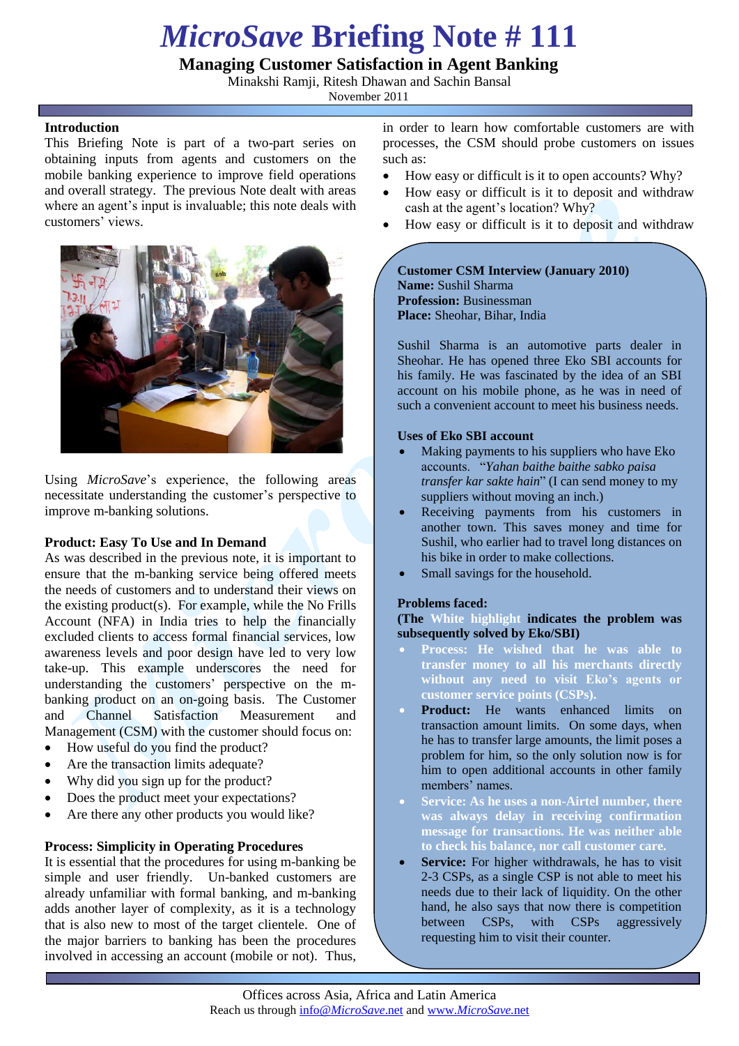# *MicroSave* Briefing Note # 111

## Managing Customer Satisfaction in Agent Banking

Minakshi Ramji, Ritesh Dhawan and Sachin Bansal

November 2011

### Introduction

This Briefing Note is part of a two-part series on obtaining inputs from agents and customers on the mobile banking experience to improve field operations and overall strategy. The previous Note dealt with areas where an agent's input is invaluable; this note deals with customers' views.

Using *MicroSave*'s experience, the following areas necessitate understanding the customer's perspective to improve m-banking solutions.

### Product: Easy To Use and In Demand

As was described in the previous note, it is important to ensure that the m-banking service being offered meets the needs of customers and to understand their views on the existing product(s). For example, while the No Frills Account (NFA) in India tries to help the financially excluded clients to access formal financial services, low awareness levels and poor design have led to very low take-up. This example underscores the need for understanding the customers' perspective on the m-banking product on an on-going basis. The Customer and Channel Satisfaction Measurement and Management (CSM) with the customer should focus on:

- How useful do you find the product?
- Are the transaction limits adequate?
- Why did you sign up for the product?
- Does the product meet your expectations?
- Are there any other products you would like?

### Process: Simplicity in Operating Procedures

It is essential that the procedures for using m-banking be simple and user friendly. Un-banked customers are already unfamiliar with formal banking, and m-banking adds another layer of complexity, as it is a technology that is also new to most of the target clientele. One of the major barriers to banking has been the procedures involved in accessing an account (mobile or not). Thus, in order to learn how comfortable customers are with processes, the CSM should probe customers on issues such as:

- How easy or difficult is it to open accounts? Why?
- How easy or difficult is it to deposit and withdraw cash at the agent's location? Why?
- How easy or difficult is it to deposit and withdraw

**Customer CSM Interview (January 2010)**
**Name:** Sushil Sharma
**Profession:** Businessman
**Place:** Sheohar, Bihar, India

Sushil Sharma is an automotive parts dealer in Sheohar. He has opened three Eko SBI accounts for his family. He was fascinated by the idea of an SBI account on his mobile phone, as he was in need of such a convenient account to meet his business needs.

**Uses of Eko SBI account**

- Making payments to his suppliers who have Eko accounts. "*Yahan baithe baithe sabko paisa transfer kar sakte hain*" (I can send money to my suppliers without moving an inch.)
- Receiving payments from his customers in another town. This saves money and time for Sushil, who earlier had to travel long distances on his bike in order to make collections.
- Small savings for the household.

**Problems faced:**

**(The White highlight indicates the problem was subsequently solved by Eko/SBI)**

- **Process: He wished that he was able to transfer money to all his merchants directly without any need to visit Eko's agents or customer service points (CSPs).**
- **Product:** He wants enhanced limits on transaction amount limits. On some days, when he has to transfer large amounts, the limit poses a problem for him, so the only solution now is for him to open additional accounts in other family members' names.
- **Service: As he uses a non-Airtel number, there was always delay in receiving confirmation message for transactions. He was neither able to check his balance, nor call customer care.**
- **Service:** For higher withdrawals, he has to visit 2-3 CSPs, as a single CSP is not able to meet his needs due to their lack of liquidity. On the other hand, he also says that now there is competition between CSPs, with CSPs aggressively requesting him to visit their counter.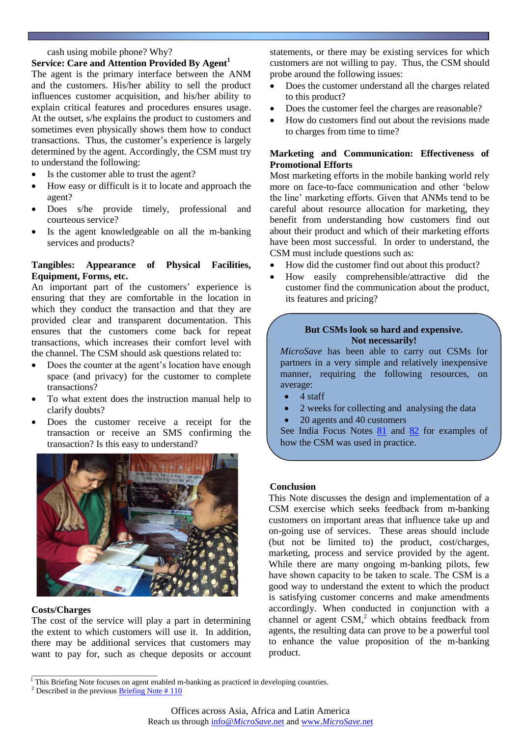cash using mobile phone? Why?

**Service: Care and Attention Provided By Agent**[1]

The agent is the primary interface between the ANM and the customers. His/her ability to sell the product influences customer acquisition, and his/her ability to explain critical features and procedures ensures usage. At the outset, s/he explains the product to customers and sometimes even physically shows them how to conduct transactions. Thus, the customer's experience is largely determined by the agent. Accordingly, the CSM must try to understand the following:

- Is the customer able to trust the agent?
- How easy or difficult is it to locate and approach the agent?
- Does s/he provide timely, professional and courteous service?
- Is the agent knowledgeable on all the m-banking services and products?

**Tangibles: Appearance of Physical Facilities, Equipment, Forms, etc.**

An important part of the customers' experience is ensuring that they are comfortable in the location in which they conduct the transaction and that they are provided clear and transparent documentation. This ensures that the customers come back for repeat transactions, which increases their comfort level with the channel. The CSM should ask questions related to:

- Does the counter at the agent's location have enough space (and privacy) for the customer to complete transactions?
- To what extent does the instruction manual help to clarify doubts?
- Does the customer receive a receipt for the transaction or receive an SMS confirming the transaction? Is this easy to understand?

**Costs/Charges**

The cost of the service will play a part in determining the extent to which customers will use it. In addition, there may be additional services that customers may want to pay for, such as cheque deposits or account statements, or there may be existing services for which customers are not willing to pay. Thus, the CSM should probe around the following issues:

- Does the customer understand all the charges related to this product?
- Does the customer feel the charges are reasonable?
- How do customers find out about the revisions made to charges from time to time?

**Marketing and Communication: Effectiveness of Promotional Efforts**

Most marketing efforts in the mobile banking world rely more on face-to-face communication and other 'below the line' marketing efforts. Given that ANMs tend to be careful about resource allocation for marketing, they benefit from understanding how customers find out about their product and which of their marketing efforts have been most successful. In order to understand, the CSM must include questions such as:

- How did the customer find out about this product?
- How easily comprehensible/attractive did the customer find the communication about the product, its features and pricing?

**But CSMs look so hard and expensive. Not necessarily!**

*MicroSave* has been able to carry out CSMs for partners in a very simple and relatively inexpensive manner, requiring the following resources, on average:

- 4 staff
- 2 weeks for collecting and analysing the data
- 20 agents and 40 customers

See India Focus Notes 81 and 82 for examples of how the CSM was used in practice.

**Conclusion**

This Note discusses the design and implementation of a CSM exercise which seeks feedback from m-banking customers on important areas that influence take up and on-going use of services. These areas should include (but not be limited to) the product, cost/charges, marketing, process and service provided by the agent. While there are many ongoing m-banking pilots, few have shown capacity to be taken to scale. The CSM is a good way to understand the extent to which the product is satisfying customer concerns and make amendments accordingly. When conducted in conjunction with a channel or agent CSM,[2] which obtains feedback from agents, the resulting data can prove to be a powerful tool to enhance the value proposition of the m-banking product.

---

[1] This Briefing Note focuses on agent enabled m-banking as practiced in developing countries.

[2] Described in the previous Briefing Note # 110

Offices across Asia, Africa and Latin America
Reach us through info@*MicroSave*.net and www.*MicroSave*.net